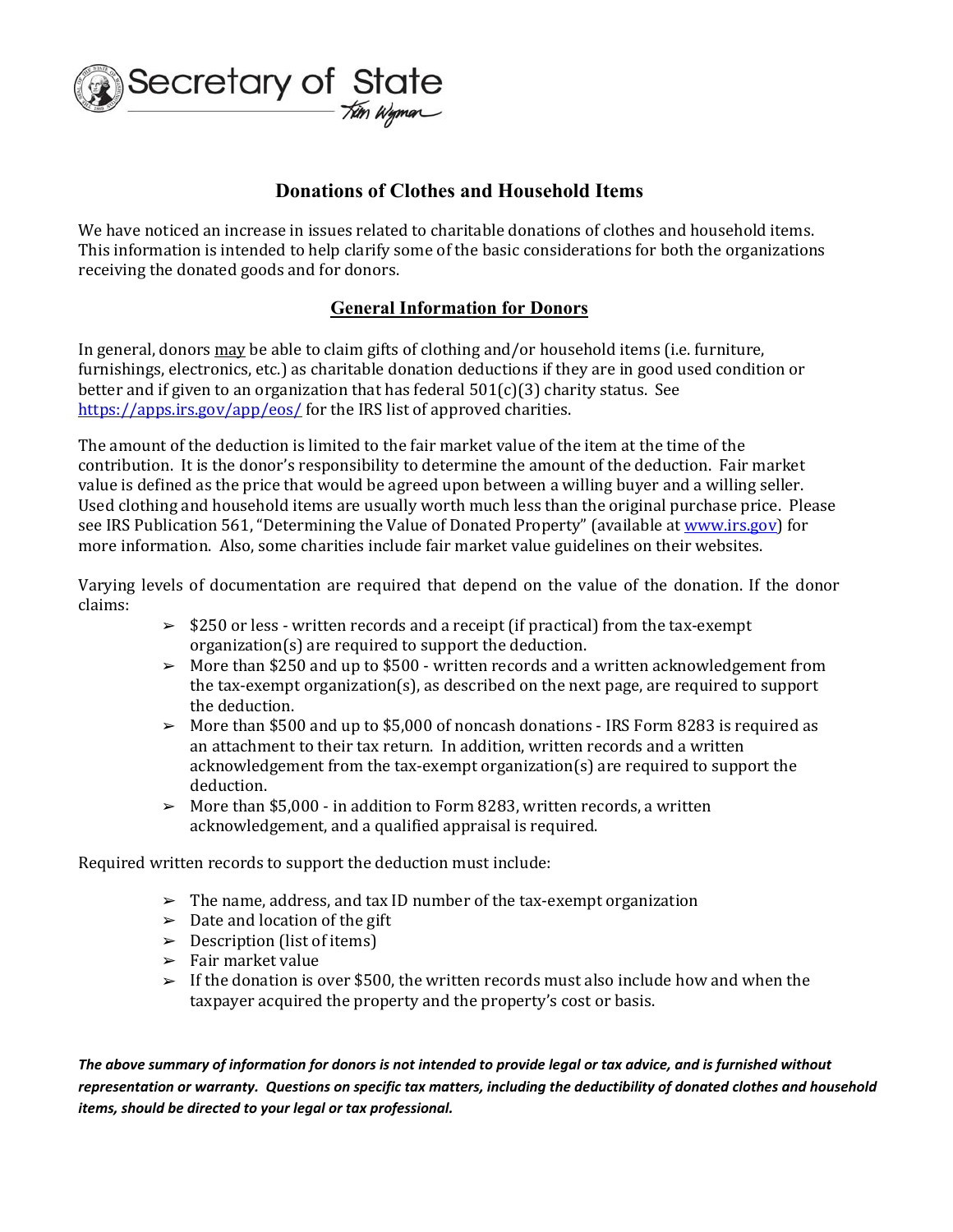Secretary of State

Kim Wyman

# Donations of Clothes and Household Items

We have noticed an increase in issues related to charitable donations of clothes and household items. This information is intended to help clarify some of the basic considerations for both the organizations receiving the donated goods and for donors.

## General Information for Donors

In general, donors may be able to claim gifts of clothing and/or household items (i.e. furniture, furnishings, electronics, etc.) as charitable donation deductions if they are in good used condition or better and if given to an organization that has federal 501(c)(3) charity status. See [https://apps.irs.gov/app/eos/](https://apps.irs.gov/app/eos/) for the IRS list of approved charities.

The amount of the deduction is limited to the fair market value of the item at the time of the contribution. It is the donor's responsibility to determine the amount of the deduction. Fair market value is defined as the price that would be agreed upon between a willing buyer and a willing seller. Used clothing and household items are usually worth much less than the original purchase price. Please see IRS Publication 561, "Determining the Value of Donated Property" (available at [www.irs.gov](www.irs.gov)) for more information. Also, some charities include fair market value guidelines on their websites.

Varying levels of documentation are required that depend on the value of the donation. If the donor claims:

- $250 or less - written records and a receipt (if practical) from the tax-exempt organization(s) are required to support the deduction.
- More than $250 and up to $500 - written records and a written acknowledgement from the tax-exempt organization(s), as described on the next page, are required to support the deduction.
- More than $500 and up to $5,000 of noncash donations - IRS Form 8283 is required as an attachment to their tax return. In addition, written records and a written acknowledgement from the tax-exempt organization(s) are required to support the deduction.
- More than $5,000 - in addition to Form 8283, written records, a written acknowledgement, and a qualified appraisal is required.

Required written records to support the deduction must include:

- The name, address, and tax ID number of the tax-exempt organization
- Date and location of the gift
- Description (list of items)
- Fair market value
- If the donation is over $500, the written records must also include how and when the taxpayer acquired the property and the property's cost or basis.

***The above summary of information for donors is not intended to provide legal or tax advice, and is furnished without representation or warranty. Questions on specific tax matters, including the deductibility of donated clothes and household items, should be directed to your legal or tax professional.***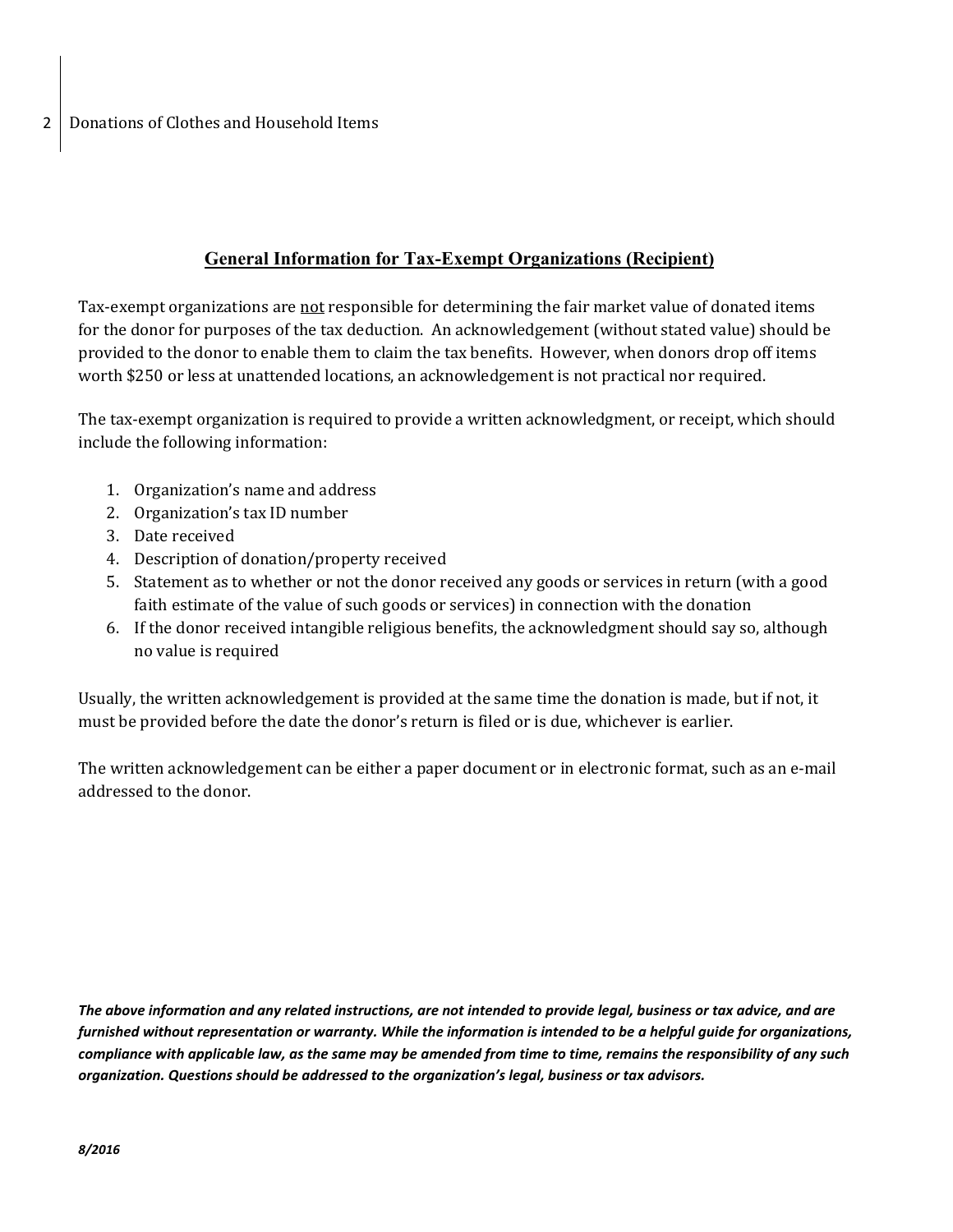## General Information for Tax-Exempt Organizations (Recipient)

Tax-exempt organizations are <u>not</u> responsible for determining the fair market value of donated items for the donor for purposes of the tax deduction. An acknowledgement (without stated value) should be provided to the donor to enable them to claim the tax benefits. However, when donors drop off items worth $250 or less at unattended locations, an acknowledgement is not practical nor required.

The tax-exempt organization is required to provide a written acknowledgment, or receipt, which should include the following information:

1. Organization's name and address
2. Organization's tax ID number
3. Date received
4. Description of donation/property received
5. Statement as to whether or not the donor received any goods or services in return (with a good faith estimate of the value of such goods or services) in connection with the donation
6. If the donor received intangible religious benefits, the acknowledgment should say so, although no value is required

Usually, the written acknowledgement is provided at the same time the donation is made, but if not, it must be provided before the date the donor's return is filed or is due, whichever is earlier.

The written acknowledgement can be either a paper document or in electronic format, such as an e-mail addressed to the donor.

***The above information and any related instructions, are not intended to provide legal, business or tax advice, and are furnished without representation or warranty. While the information is intended to be a helpful guide for organizations, compliance with applicable law, as the same may be amended from time to time, remains the responsibility of any such organization. Questions should be addressed to the organization's legal, business or tax advisors.***

***8/2016***